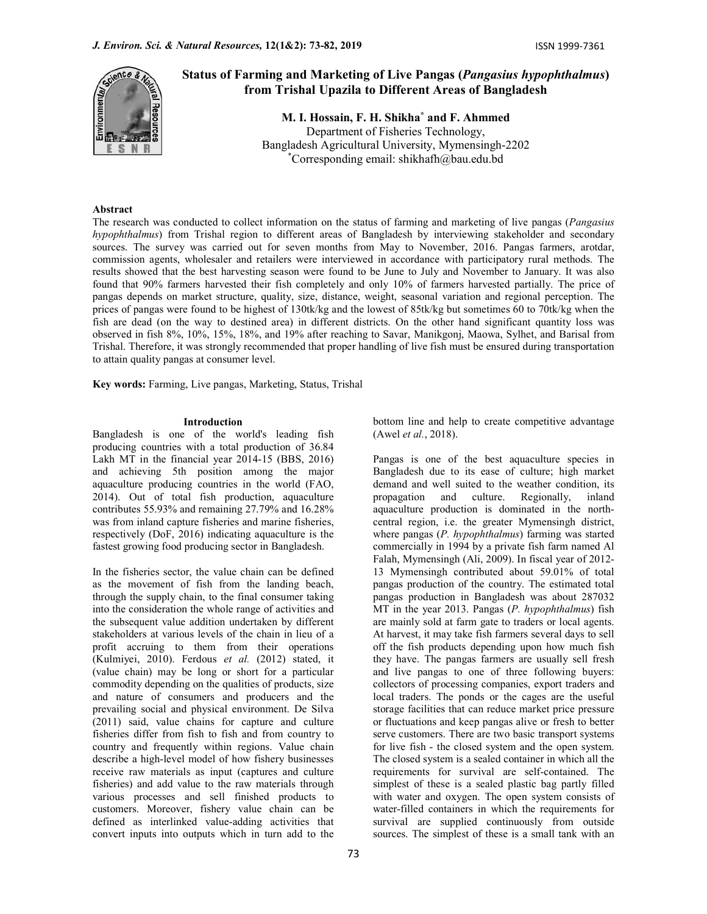# Status of Farming and Marketing of Live Pangas (*Pangasius hypophthalmus*) from Trishal Upazila to Different Areas of Bangladesh

**M. I. Hossain, F. H. Shikha[*] and F. Ahmmed**

Department of Fisheries Technology,
Bangladesh Agricultural University, Mymensingh-2202
[*]Corresponding email: shikhafh@bau.edu.bd

## Abstract

The research was conducted to collect information on the status of farming and marketing of live pangas (*Pangasius hypophthalmus*) from Trishal region to different areas of Bangladesh by interviewing stakeholder and secondary sources. The survey was carried out for seven months from May to November, 2016. Pangas farmers, arotdar, commission agents, wholesaler and retailers were interviewed in accordance with participatory rural methods. The results showed that the best harvesting season were found to be June to July and November to January. It was also found that 90% farmers harvested their fish completely and only 10% of farmers harvested partially. The price of pangas depends on market structure, quality, size, distance, weight, seasonal variation and regional perception. The prices of pangas were found to be highest of 130tk/kg and the lowest of 85tk/kg but sometimes 60 to 70tk/kg when the fish are dead (on the way to destined area) in different districts. On the other hand significant quantity loss was observed in fish 8%, 10%, 15%, 18%, and 19% after reaching to Savar, Manikgonj, Maowa, Sylhet, and Barisal from Trishal. Therefore, it was strongly recommended that proper handling of live fish must be ensured during transportation to attain quality pangas at consumer level.

**Key words:** Farming, Live pangas, Marketing, Status, Trishal

## Introduction

Bangladesh is one of the world's leading fish producing countries with a total production of 36.84 Lakh MT in the financial year 2014-15 (BBS, 2016) and achieving 5th position among the major aquaculture producing countries in the world (FAO, 2014). Out of total fish production, aquaculture contributes 55.93% and remaining 27.79% and 16.28% was from inland capture fisheries and marine fisheries, respectively (DoF, 2016) indicating aquaculture is the fastest growing food producing sector in Bangladesh.

In the fisheries sector, the value chain can be defined as the movement of fish from the landing beach, through the supply chain, to the final consumer taking into the consideration the whole range of activities and the subsequent value addition undertaken by different stakeholders at various levels of the chain in lieu of a profit accruing to them from their operations (Kulmiyei, 2010). Ferdous *et al.* (2012) stated, it (value chain) may be long or short for a particular commodity depending on the qualities of products, size and nature of consumers and producers and the prevailing social and physical environment. De Silva (2011) said, value chains for capture and culture fisheries differ from fish to fish and from country to country and frequently within regions. Value chain describe a high-level model of how fishery businesses receive raw materials as input (captures and culture fisheries) and add value to the raw materials through various processes and sell finished products to customers. Moreover, fishery value chain can be defined as interlinked value-adding activities that convert inputs into outputs which in turn add to the bottom line and help to create competitive advantage (Awel *et al.*, 2018).

Pangas is one of the best aquaculture species in Bangladesh due to its ease of culture; high market demand and well suited to the weather condition, its propagation and culture. Regionally, inland aquaculture production is dominated in the north-central region, i.e. the greater Mymensingh district, where pangas (*P. hypophthalmus*) farming was started commercially in 1994 by a private fish farm named Al Falah, Mymensingh (Ali, 2009). In fiscal year of 2012-13 Mymensingh contributed about 59.01% of total pangas production of the country. The estimated total pangas production in Bangladesh was about 287032 MT in the year 2013. Pangas (*P. hypophthalmus*) fish are mainly sold at farm gate to traders or local agents. At harvest, it may take fish farmers several days to sell off the fish products depending upon how much fish they have. The pangas farmers are usually sell fresh and live pangas to one of three following buyers: collectors of processing companies, export traders and local traders. The ponds or the cages are the useful storage facilities that can reduce market price pressure or fluctuations and keep pangas alive or fresh to better serve customers. There are two basic transport systems for live fish - the closed system and the open system. The closed system is a sealed container in which all the requirements for survival are self-contained. The simplest of these is a sealed plastic bag partly filled with water and oxygen. The open system consists of water-filled containers in which the requirements for survival are supplied continuously from outside sources. The simplest of these is a small tank with an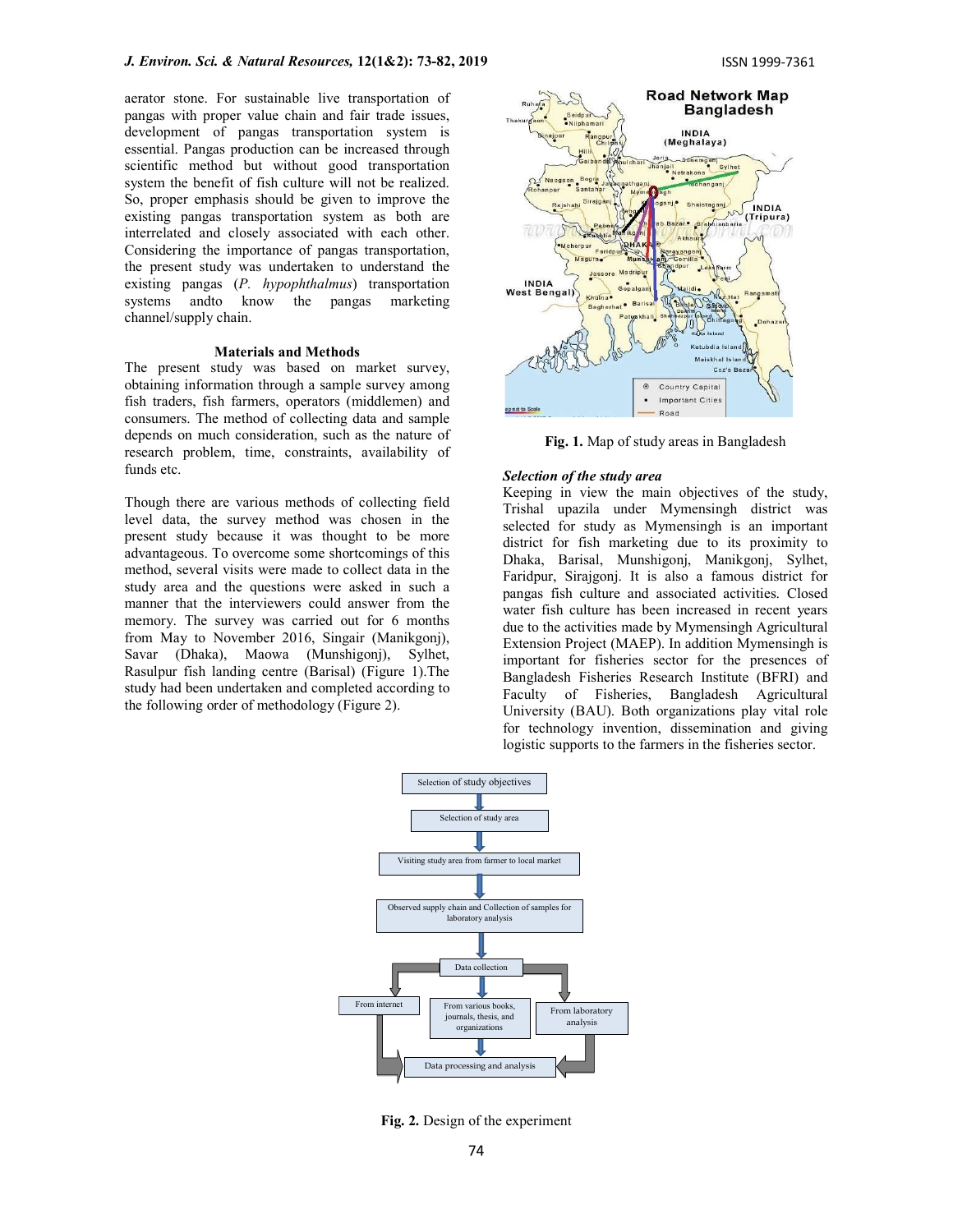aerator stone. For sustainable live transportation of pangas with proper value chain and fair trade issues, development of pangas transportation system is essential. Pangas production can be increased through scientific method but without good transportation system the benefit of fish culture will not be realized. So, proper emphasis should be given to improve the existing pangas transportation system as both are interrelated and closely associated with each other. Considering the importance of pangas transportation, the present study was undertaken to understand the existing pangas (*P. hypophthalmus*) transportation systems andto know the pangas marketing channel/supply chain.

## Materials and Methods

The present study was based on market survey, obtaining information through a sample survey among fish traders, fish farmers, operators (middlemen) and consumers. The method of collecting data and sample depends on much consideration, such as the nature of research problem, time, constraints, availability of funds etc.

Though there are various methods of collecting field level data, the survey method was chosen in the present study because it was thought to be more advantageous. To overcome some shortcomings of this method, several visits were made to collect data in the study area and the questions were asked in such a manner that the interviewers could answer from the memory. The survey was carried out for 6 months from May to November 2016, Singair (Manikgonj), Savar (Dhaka), Maowa (Munshigonj), Sylhet, Rasulpur fish landing centre (Barisal) (Figure 1).The study had been undertaken and completed according to the following order of methodology (Figure 2).

**Fig. 1.** Map of study areas in Bangladesh

### *Selection of the study area*

Keeping in view the main objectives of the study, Trishal upazila under Mymensingh district was selected for study as Mymensingh is an important district for fish marketing due to its proximity to Dhaka, Barisal, Munshigonj, Manikgonj, Sylhet, Faridpur, Sirajgonj. It is also a famous district for pangas fish culture and associated activities. Closed water fish culture has been increased in recent years due to the activities made by Mymensingh Agricultural Extension Project (MAEP). In addition Mymensingh is important for fisheries sector for the presences of Bangladesh Fisheries Research Institute (BFRI) and Faculty of Fisheries, Bangladesh Agricultural University (BAU). Both organizations play vital role for technology invention, dissemination and giving logistic supports to the farmers in the fisheries sector.

**Fig. 2.** Design of the experiment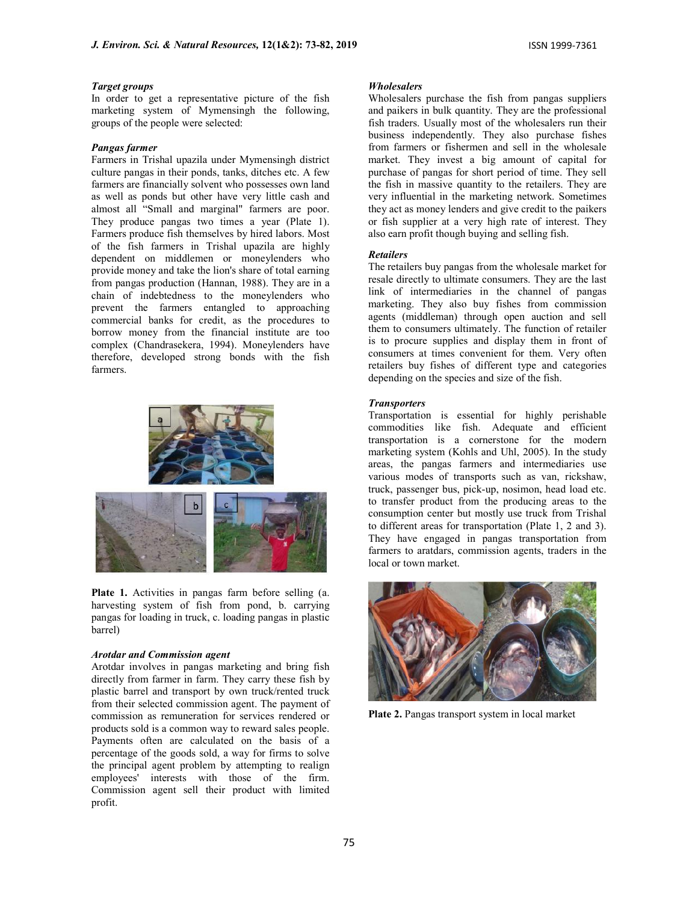### *Target groups*

In order to get a representative picture of the fish marketing system of Mymensingh the following, groups of the people were selected:

### *Pangas farmer*

Farmers in Trishal upazila under Mymensingh district culture pangas in their ponds, tanks, ditches etc. A few farmers are financially solvent who possesses own land as well as ponds but other have very little cash and almost all "Small and marginal" farmers are poor. They produce pangas two times a year (Plate 1). Farmers produce fish themselves by hired labors. Most of the fish farmers in Trishal upazila are highly dependent on middlemen or moneylenders who provide money and take the lion's share of total earning from pangas production (Hannan, 1988). They are in a chain of indebtedness to the moneylenders who prevent the farmers entangled to approaching commercial banks for credit, as the procedures to borrow money from the financial institute are too complex (Chandrasekera, 1994). Moneylenders have therefore, developed strong bonds with the fish farmers.

**Plate 1.** Activities in pangas farm before selling (a. harvesting system of fish from pond, b. carrying pangas for loading in truck, c. loading pangas in plastic barrel)

### *Arotdar and Commission agent*

Arotdar involves in pangas marketing and bring fish directly from farmer in farm. They carry these fish by plastic barrel and transport by own truck/rented truck from their selected commission agent. The payment of commission as remuneration for services rendered or products sold is a common way to reward sales people. Payments often are calculated on the basis of a percentage of the goods sold, a way for firms to solve the principal agent problem by attempting to realign employees' interests with those of the firm. Commission agent sell their product with limited profit.

### *Wholesalers*

Wholesalers purchase the fish from pangas suppliers and paikers in bulk quantity. They are the professional fish traders. Usually most of the wholesalers run their business independently. They also purchase fishes from farmers or fishermen and sell in the wholesale market. They invest a big amount of capital for purchase of pangas for short period of time. They sell the fish in massive quantity to the retailers. They are very influential in the marketing network. Sometimes they act as money lenders and give credit to the paikers or fish supplier at a very high rate of interest. They also earn profit though buying and selling fish.

### *Retailers*

The retailers buy pangas from the wholesale market for resale directly to ultimate consumers. They are the last link of intermediaries in the channel of pangas marketing. They also buy fishes from commission agents (middleman) through open auction and sell them to consumers ultimately. The function of retailer is to procure supplies and display them in front of consumers at times convenient for them. Very often retailers buy fishes of different type and categories depending on the species and size of the fish.

### *Transporters*

Transportation is essential for highly perishable commodities like fish. Adequate and efficient transportation is a cornerstone for the modern marketing system (Kohls and Uhl, 2005). In the study areas, the pangas farmers and intermediaries use various modes of transports such as van, rickshaw, truck, passenger bus, pick-up, nosimon, head load etc. to transfer product from the producing areas to the consumption center but mostly use truck from Trishal to different areas for transportation (Plate 1, 2 and 3). They have engaged in pangas transportation from farmers to aratdars, commission agents, traders in the local or town market.

**Plate 2.** Pangas transport system in local market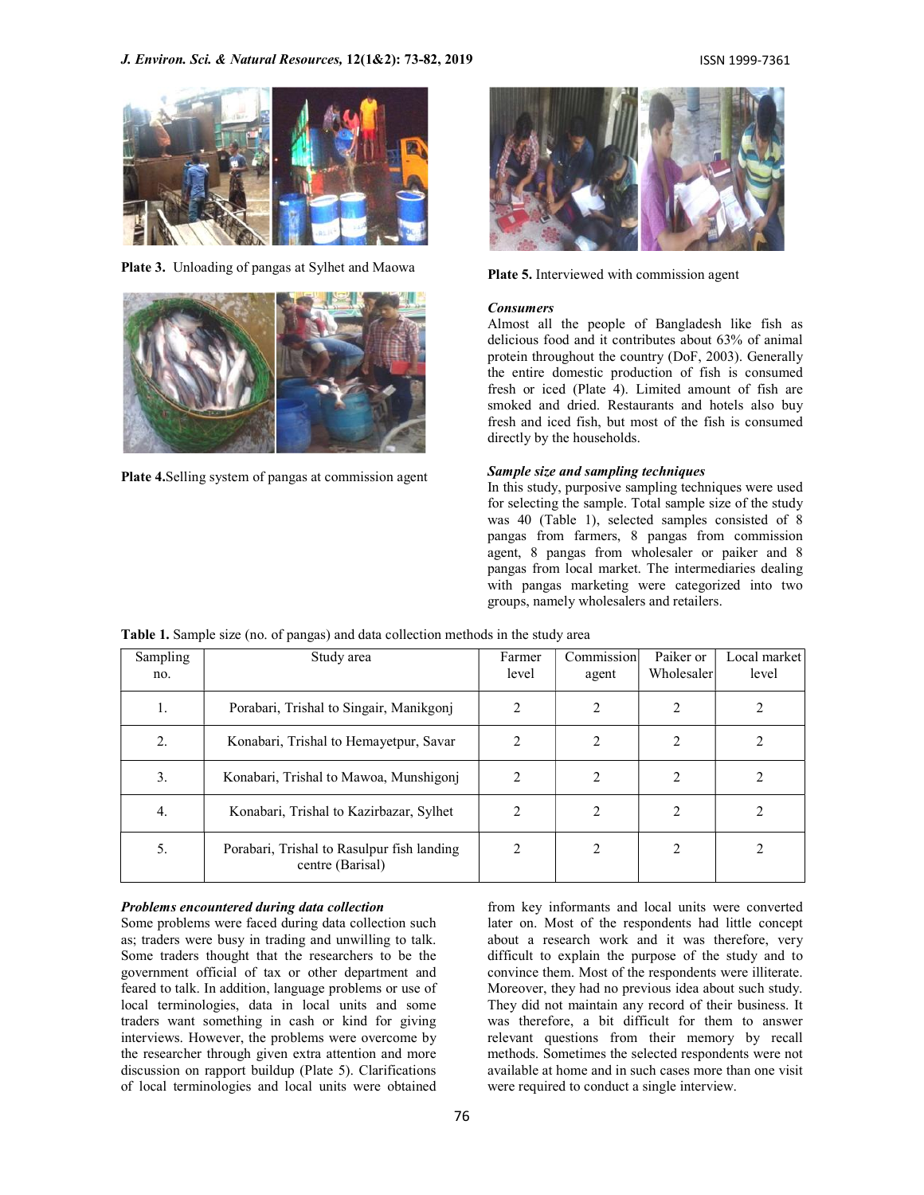Plate 3. Unloading of pangas at Sylhet and Maowa

Plate 4.Selling system of pangas at commission agent

Plate 5. Interviewed with commission agent

***Consumers***

Almost all the people of Bangladesh like fish as delicious food and it contributes about 63% of animal protein throughout the country (DoF, 2003). Generally the entire domestic production of fish is consumed fresh or iced (Plate 4). Limited amount of fish are smoked and dried. Restaurants and hotels also buy fresh and iced fish, but most of the fish is consumed directly by the households.

***Sample size and sampling techniques***

In this study, purposive sampling techniques were used for selecting the sample. Total sample size of the study was 40 (Table 1), selected samples consisted of 8 pangas from farmers, 8 pangas from commission agent, 8 pangas from wholesaler or paiker and 8 pangas from local market. The intermediaries dealing with pangas marketing were categorized into two groups, namely wholesalers and retailers.

**Table 1.** Sample size (no. of pangas) and data collection methods in the study area

| Sampling no. | Study area | Farmer level | Commission agent | Paiker or Wholesaler | Local market level |
|---|---|---|---|---|---|
| 1. | Porabari, Trishal to Singair, Manikgonj | 2 | 2 | 2 | 2 |
| 2. | Konabari, Trishal to Hemayetpur, Savar | 2 | 2 | 2 | 2 |
| 3. | Konabari, Trishal to Mawoa, Munshigonj | 2 | 2 | 2 | 2 |
| 4. | Konabari, Trishal to Kazirbazar, Sylhet | 2 | 2 | 2 | 2 |
| 5. | Porabari, Trishal to Rasulpur fish landing centre (Barisal) | 2 | 2 | 2 | 2 |

***Problems encountered during data collection***

Some problems were faced during data collection such as; traders were busy in trading and unwilling to talk. Some traders thought that the researchers to be the government official of tax or other department and feared to talk. In addition, language problems or use of local terminologies, data in local units and some traders want something in cash or kind for giving interviews. However, the problems were overcome by the researcher through given extra attention and more discussion on rapport buildup (Plate 5). Clarifications of local terminologies and local units were obtained from key informants and local units were converted later on. Most of the respondents had little concept about a research work and it was therefore, very difficult to explain the purpose of the study and to convince them. Most of the respondents were illiterate. Moreover, they had no previous idea about such study. They did not maintain any record of their business. It was therefore, a bit difficult for them to answer relevant questions from their memory by recall methods. Sometimes the selected respondents were not available at home and in such cases more than one visit were required to conduct a single interview.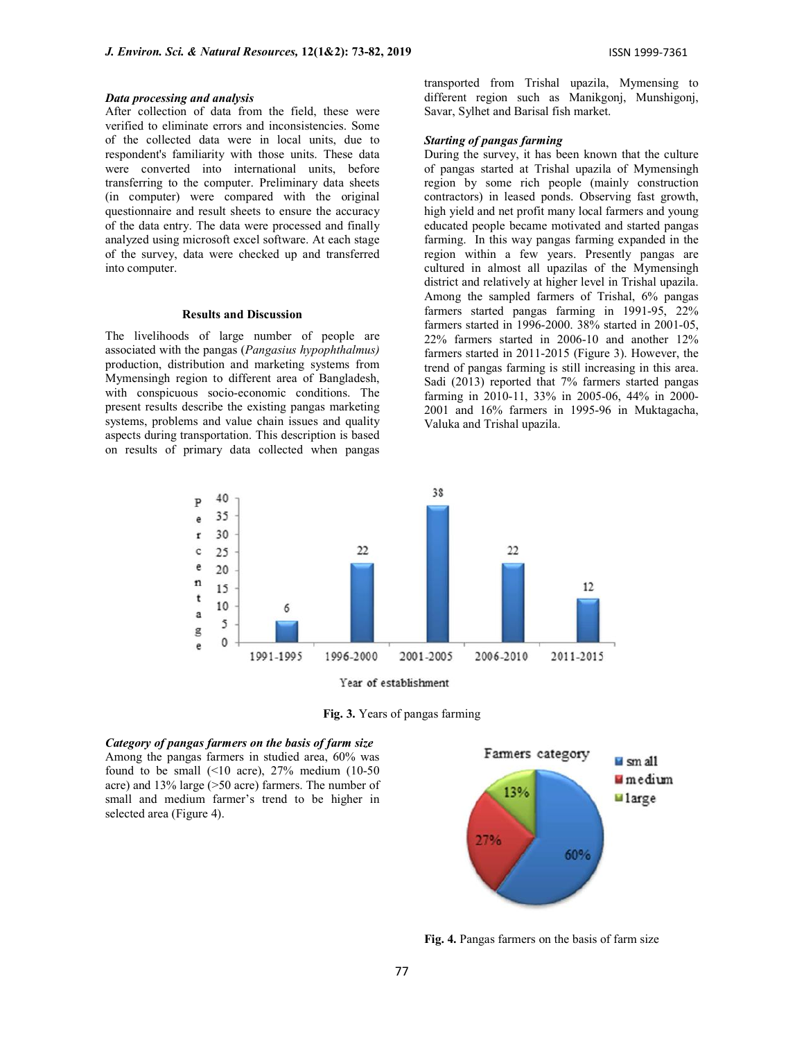### *Data processing and analysis*

After collection of data from the field, these were verified to eliminate errors and inconsistencies. Some of the collected data were in local units, due to respondent's familiarity with those units. These data were converted into international units, before transferring to the computer. Preliminary data sheets (in computer) were compared with the original questionnaire and result sheets to ensure the accuracy of the data entry. The data were processed and finally analyzed using microsoft excel software. At each stage of the survey, data were checked up and transferred into computer.

## Results and Discussion

The livelihoods of large number of people are associated with the pangas (*Pangasius hypophthalmus)* production, distribution and marketing systems from Mymensingh region to different area of Bangladesh, with conspicuous socio-economic conditions. The present results describe the existing pangas marketing systems, problems and value chain issues and quality aspects during transportation. This description is based on results of primary data collected when pangas transported from Trishal upazila, Mymensing to different region such as Manikgonj, Munshigonj, Savar, Sylhet and Barisal fish market.

### *Starting of pangas farming*

During the survey, it has been known that the culture of pangas started at Trishal upazila of Mymensingh region by some rich people (mainly construction contractors) in leased ponds. Observing fast growth, high yield and net profit many local farmers and young educated people became motivated and started pangas farming. In this way pangas farming expanded in the region within a few years. Presently pangas are cultured in almost all upazilas of the Mymensingh district and relatively at higher level in Trishal upazila. Among the sampled farmers of Trishal, 6% pangas farmers started pangas farming in 1991-95, 22% farmers started in 1996-2000. 38% started in 2001-05, 22% farmers started in 2006-10 and another 12% farmers started in 2011-2015 (Figure 3). However, the trend of pangas farming is still increasing in this area. Sadi (2013) reported that 7% farmers started pangas farming in 2010-11, 33% in 2005-06, 44% in 2000-2001 and 16% farmers in 1995-96 in Muktagacha, Valuka and Trishal upazila.

**Fig. 3.** Years of pangas farming

### *Category of pangas farmers on the basis of farm size*

Among the pangas farmers in studied area, 60% was found to be small (<10 acre), 27% medium (10-50 acre) and 13% large (>50 acre) farmers. The number of small and medium farmer's trend to be higher in selected area (Figure 4).

**Fig. 4.** Pangas farmers on the basis of farm size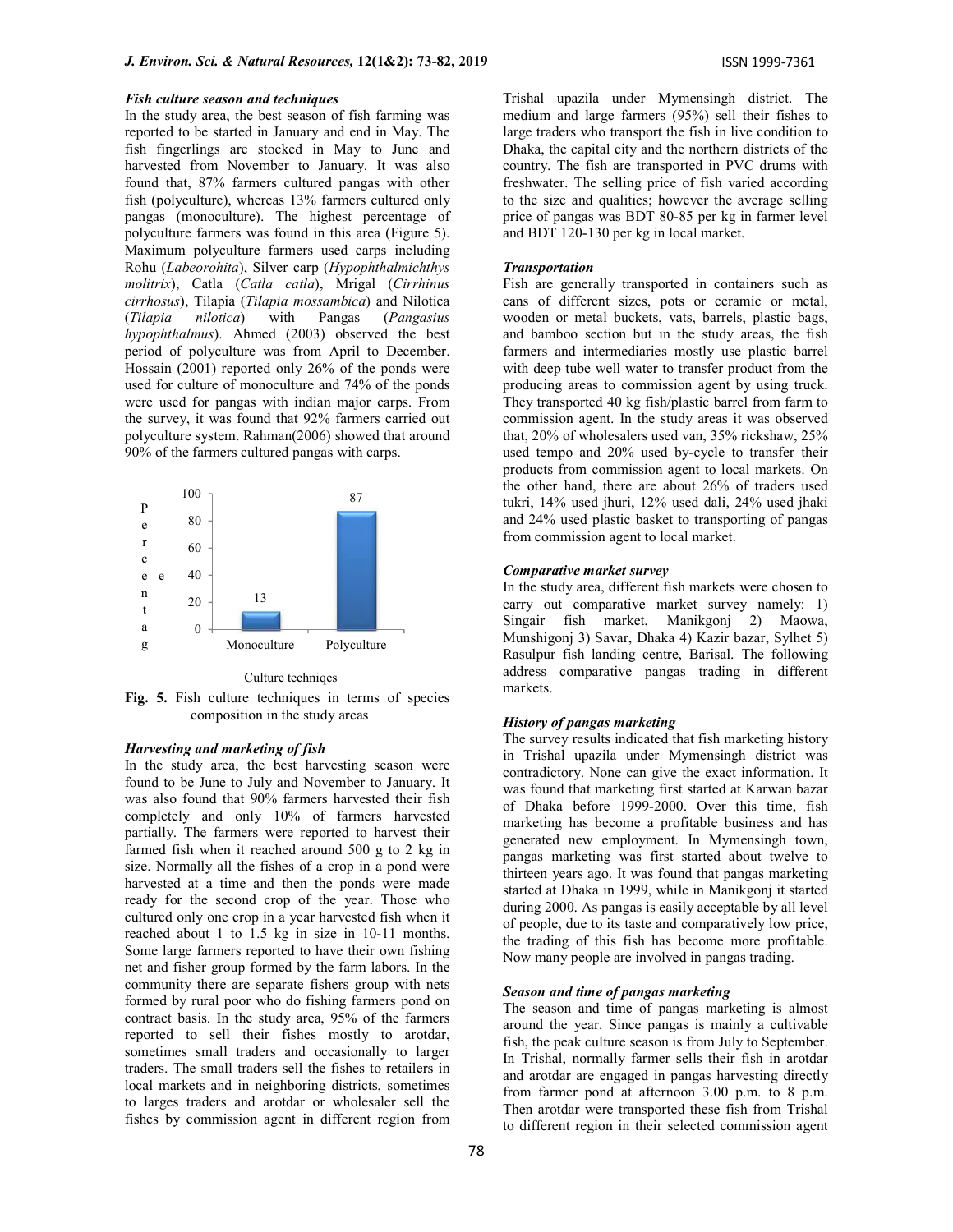***Fish culture season and techniques***

In the study area, the best season of fish farming was reported to be started in January and end in May. The fish fingerlings are stocked in May to June and harvested from November to January. It was also found that, 87% farmers cultured pangas with other fish (polyculture), whereas 13% farmers cultured only pangas (monoculture). The highest percentage of polyculture farmers was found in this area (Figure 5). Maximum polyculture farmers used carps including Rohu (*Labeorohita*), Silver carp (*Hypophthalmichthys molitrix*), Catla (*Catla catla*), Mrigal (*Cirrhinus cirrhosus*), Tilapia (*Tilapia mossambica*) and Nilotica (*Tilapia nilotica*) with Pangas (*Pangasius hypophthalmus*). Ahmed (2003) observed the best period of polyculture was from April to December. Hossain (2001) reported only 26% of the ponds were used for culture of monoculture and 74% of the ponds were used for pangas with indian major carps. From the survey, it was found that 92% farmers carried out polyculture system. Rahman(2006) showed that around 90% of the farmers cultured pangas with carps.

| Culture techniqes | Percentage |
|---|---|
| Monoculture | 13 |
| Polyculture | 87 |

**Fig. 5.** Fish culture techniques in terms of species composition in the study areas

***Harvesting and marketing of fish***

In the study area, the best harvesting season were found to be June to July and November to January. It was also found that 90% farmers harvested their fish completely and only 10% of farmers harvested partially. The farmers were reported to harvest their farmed fish when it reached around 500 g to 2 kg in size. Normally all the fishes of a crop in a pond were harvested at a time and then the ponds were made ready for the second crop of the year. Those who cultured only one crop in a year harvested fish when it reached about 1 to 1.5 kg in size in 10-11 months. Some large farmers reported to have their own fishing net and fisher group formed by the farm labors. In the community there are separate fishers group with nets formed by rural poor who do fishing farmers pond on contract basis. In the study area, 95% of the farmers reported to sell their fishes mostly to arotdar, sometimes small traders and occasionally to larger traders. The small traders sell the fishes to retailers in local markets and in neighboring districts, sometimes to larges traders and arotdar or wholesaler sell the fishes by commission agent in different region from Trishal upazila under Mymensingh district. The medium and large farmers (95%) sell their fishes to large traders who transport the fish in live condition to Dhaka, the capital city and the northern districts of the country. The fish are transported in PVC drums with freshwater. The selling price of fish varied according to the size and qualities; however the average selling price of pangas was BDT 80-85 per kg in farmer level and BDT 120-130 per kg in local market.

***Transportation***

Fish are generally transported in containers such as cans of different sizes, pots or ceramic or metal, wooden or metal buckets, vats, barrels, plastic bags, and bamboo section but in the study areas, the fish farmers and intermediaries mostly use plastic barrel with deep tube well water to transfer product from the producing areas to commission agent by using truck. They transported 40 kg fish/plastic barrel from farm to commission agent. In the study areas it was observed that, 20% of wholesalers used van, 35% rickshaw, 25% used tempo and 20% used by-cycle to transfer their products from commission agent to local markets. On the other hand, there are about 26% of traders used tukri, 14% used jhuri, 12% used dali, 24% used jhaki and 24% used plastic basket to transporting of pangas from commission agent to local market.

***Comparative market survey***

In the study area, different fish markets were chosen to carry out comparative market survey namely: 1) Singair fish market, Manikgonj 2) Maowa, Munshigonj 3) Savar, Dhaka 4) Kazir bazar, Sylhet 5) Rasulpur fish landing centre, Barisal. The following address comparative pangas trading in different markets.

***History of pangas marketing***

The survey results indicated that fish marketing history in Trishal upazila under Mymensingh district was contradictory. None can give the exact information. It was found that marketing first started at Karwan bazar of Dhaka before 1999-2000. Over this time, fish marketing has become a profitable business and has generated new employment. In Mymensingh town, pangas marketing was first started about twelve to thirteen years ago. It was found that pangas marketing started at Dhaka in 1999, while in Manikgonj it started during 2000. As pangas is easily acceptable by all level of people, due to its taste and comparatively low price, the trading of this fish has become more profitable. Now many people are involved in pangas trading.

***Season and time of pangas marketing***

The season and time of pangas marketing is almost around the year. Since pangas is mainly a cultivable fish, the peak culture season is from July to September. In Trishal, normally farmer sells their fish in arotdar and arotdar are engaged in pangas harvesting directly from farmer pond at afternoon 3.00 p.m. to 8 p.m. Then arotdar were transported these fish from Trishal to different region in their selected commission agent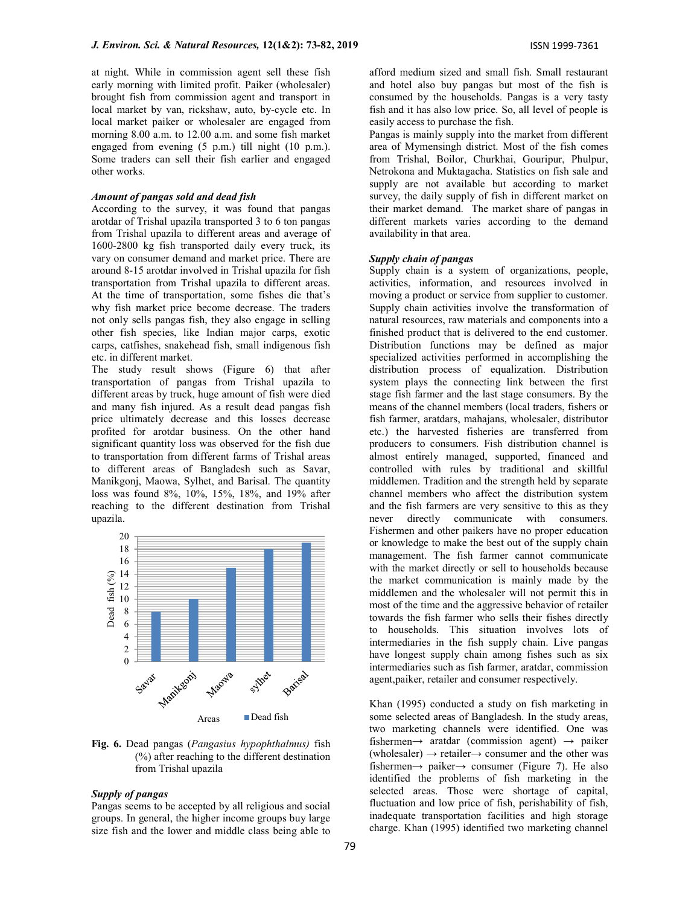at night. While in commission agent sell these fish early morning with limited profit. Paiker (wholesaler) brought fish from commission agent and transport in local market by van, rickshaw, auto, by-cycle etc. In local market paiker or wholesaler are engaged from morning 8.00 a.m. to 12.00 a.m. and some fish market engaged from evening (5 p.m.) till night (10 p.m.). Some traders can sell their fish earlier and engaged other works.

### *Amount of pangas sold and dead fish*

According to the survey, it was found that pangas arotdar of Trishal upazila transported 3 to 6 ton pangas from Trishal upazila to different areas and average of 1600-2800 kg fish transported daily every truck, its vary on consumer demand and market price. There are around 8-15 arotdar involved in Trishal upazila for fish transportation from Trishal upazila to different areas. At the time of transportation, some fishes die that's why fish market price become decrease. The traders not only sells pangas fish, they also engage in selling other fish species, like Indian major carps, exotic carps, catfishes, snakehead fish, small indigenous fish etc. in different market.

The study result shows (Figure 6) that after transportation of pangas from Trishal upazila to different areas by truck, huge amount of fish were died and many fish injured. As a result dead pangas fish price ultimately decrease and this losses decrease profited for arotdar business. On the other hand significant quantity loss was observed for the fish due to transportation from different farms of Trishal areas to different areas of Bangladesh such as Savar, Manikgonj, Maowa, Sylhet, and Barisal. The quantity loss was found 8%, 10%, 15%, 18%, and 19% after reaching to the different destination from Trishal upazila.

**Fig. 6.** Dead pangas (*Pangasius hypophthalmus)* fish (%) after reaching to the different destination from Trishal upazila

### *Supply of pangas*

Pangas seems to be accepted by all religious and social groups. In general, the higher income groups buy large size fish and the lower and middle class being able to afford medium sized and small fish. Small restaurant and hotel also buy pangas but most of the fish is consumed by the households. Pangas is a very tasty fish and it has also low price. So, all level of people is easily access to purchase the fish.

Pangas is mainly supply into the market from different area of Mymensingh district. Most of the fish comes from Trishal, Boilor, Churkhai, Gouripur, Phulpur, Netrokona and Muktagacha. Statistics on fish sale and supply are not available but according to market survey, the daily supply of fish in different market on their market demand. The market share of pangas in different markets varies according to the demand and availability in that area.

### *Supply chain of pangas*

Supply chain is a system of organizations, people, activities, information, and resources involved in moving a product or service from supplier to customer. Supply chain activities involve the transformation of natural resources, raw materials and components into a finished product that is delivered to the end customer. Distribution functions may be defined as major specialized activities performed in accomplishing the distribution process of equalization. Distribution system plays the connecting link between the first stage fish farmer and the last stage consumers. By the means of the channel members (local traders, fishers or fish farmer, aratdars, mahajans, wholesaler, distributor etc.) the harvested fisheries are transferred from producers to consumers. Fish distribution channel is almost entirely managed, supported, financed and controlled with rules by traditional and skillful middlemen. Tradition and the strength held by separate channel members who affect the distribution system and the fish farmers are very sensitive to this as they never directly communicate with consumers. Fishermen and other paikers have no proper education or knowledge to make the best out of the supply chain management. The fish farmer cannot communicate with the market directly or sell to households because the market communication is mainly made by the middlemen and the wholesaler will not permit this in most of the time and the aggressive behavior of retailer towards the fish farmer who sells their fishes directly to households. This situation involves lots of intermediaries in the fish supply chain. Live pangas have longest supply chain among fishes such as six intermediaries such as fish farmer, aratdar, commission agent,paiker, retailer and consumer respectively.

Khan (1995) conducted a study on fish marketing in some selected areas of Bangladesh. In the study areas, two marketing channels were identified. One was fishermen→ aratdar (commission agent) → paiker (wholesaler) → retailer→ consumer and the other was fishermen→ paiker→ consumer (Figure 7). He also identified the problems of fish marketing in the selected areas. Those were shortage of capital, fluctuation and low price of fish, perishability of fish, inadequate transportation facilities and high storage charge. Khan (1995) identified two marketing channel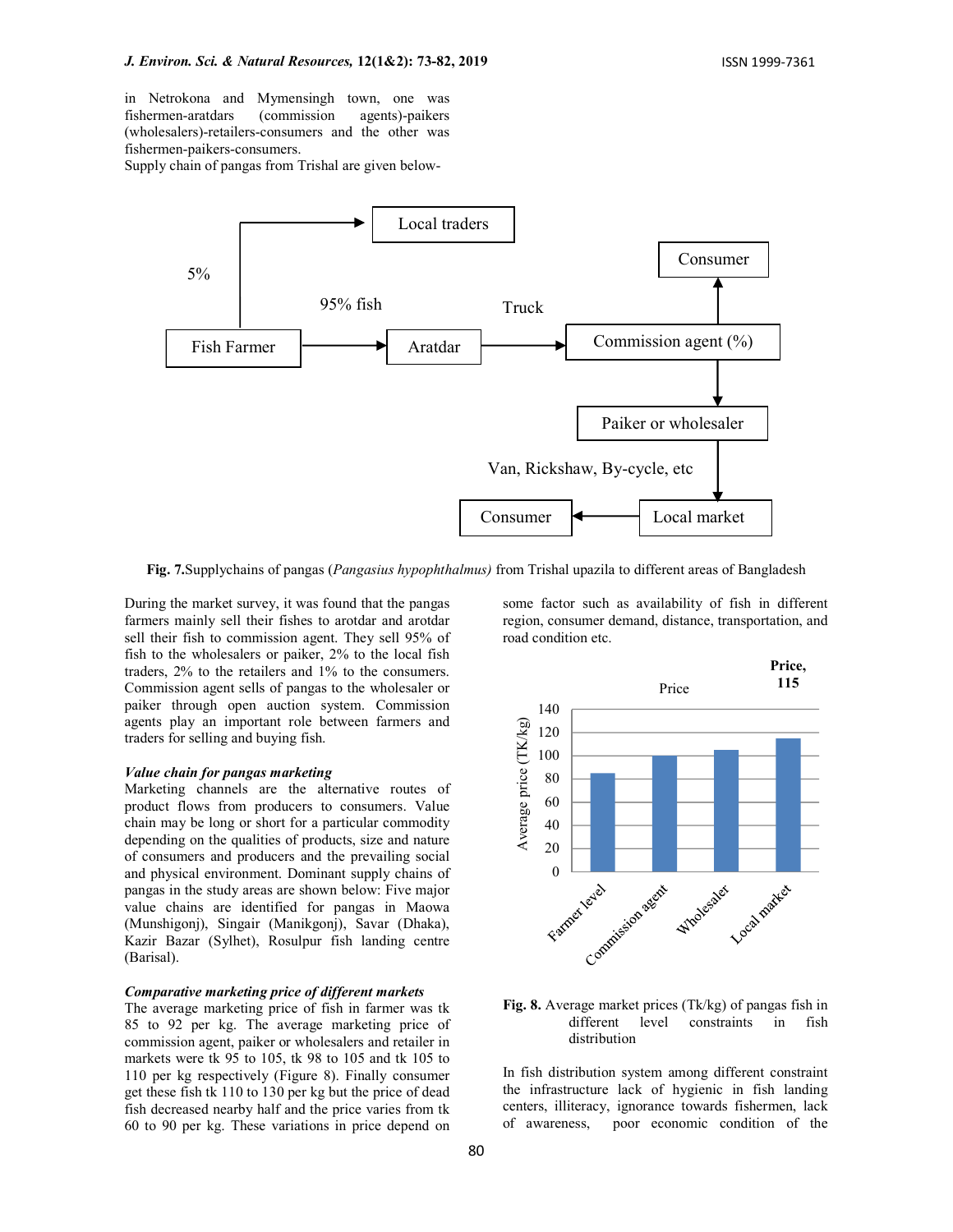in Netrokona and Mymensingh town, one was fishermen-aratdars (commission agents)-paikers (wholesalers)-retailers-consumers and the other was fishermen-paikers-consumers.

Supply chain of pangas from Trishal are given below-

**Fig. 7.** Supplychains of pangas (*Pangasius hypophthalmus)* from Trishal upazila to different areas of Bangladesh

During the market survey, it was found that the pangas farmers mainly sell their fishes to arotdar and arotdar sell their fish to commission agent. They sell 95% of fish to the wholesalers or paiker, 2% to the local fish traders, 2% to the retailers and 1% to the consumers. Commission agent sells of pangas to the wholesaler or paiker through open auction system. Commission agents play an important role between farmers and traders for selling and buying fish.

### *Value chain for pangas marketing*

Marketing channels are the alternative routes of product flows from producers to consumers. Value chain may be long or short for a particular commodity depending on the qualities of products, size and nature of consumers and producers and the prevailing social and physical environment. Dominant supply chains of pangas in the study areas are shown below: Five major value chains are identified for pangas in Maowa (Munshigonj), Singair (Manikgonj), Savar (Dhaka), Kazir Bazar (Sylhet), Rosulpur fish landing centre (Barisal).

### *Comparative marketing price of different markets*

The average marketing price of fish in farmer was tk 85 to 92 per kg. The average marketing price of commission agent, paiker or wholesalers and retailer in markets were tk 95 to 105, tk 98 to 105 and tk 105 to 110 per kg respectively (Figure 8). Finally consumer get these fish tk 110 to 130 per kg but the price of dead fish decreased nearby half and the price varies from tk 60 to 90 per kg. These variations in price depend on some factor such as availability of fish in different region, consumer demand, distance, transportation, and road condition etc.

**Fig. 8.** Average market prices (Tk/kg) of pangas fish in different level constraints in fish distribution

In fish distribution system among different constraint the infrastructure lack of hygienic in fish landing centers, illiteracy, ignorance towards fishermen, lack of awareness, poor economic condition of the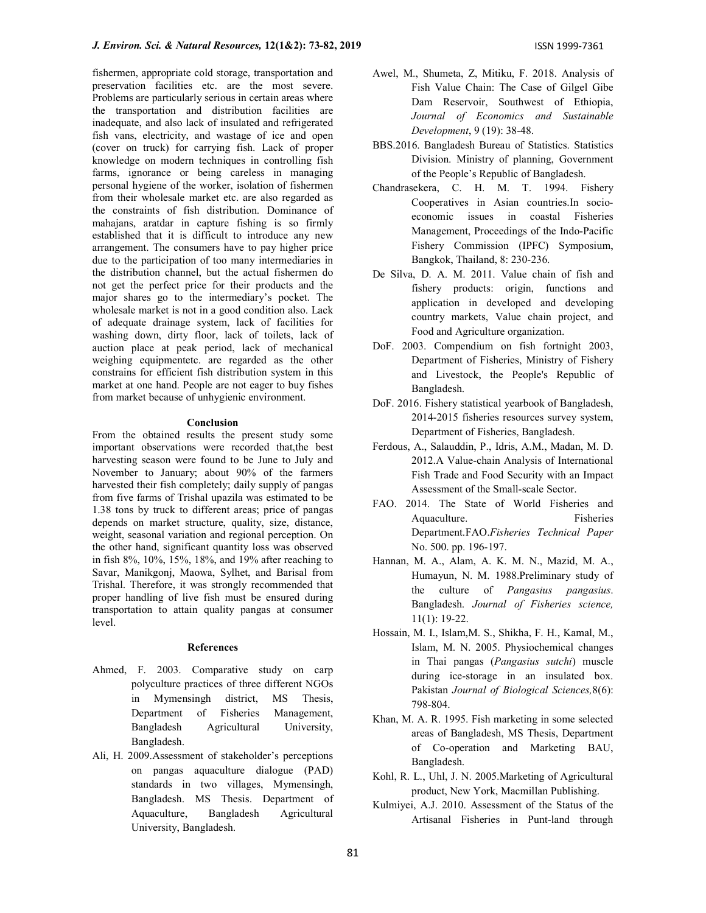fishermen, appropriate cold storage, transportation and preservation facilities etc. are the most severe. Problems are particularly serious in certain areas where the transportation and distribution facilities are inadequate, and also lack of insulated and refrigerated fish vans, electricity, and wastage of ice and open (cover on truck) for carrying fish. Lack of proper knowledge on modern techniques in controlling fish farms, ignorance or being careless in managing personal hygiene of the worker, isolation of fishermen from their wholesale market etc. are also regarded as the constraints of fish distribution. Dominance of mahajans, aratdar in capture fishing is so firmly established that it is difficult to introduce any new arrangement. The consumers have to pay higher price due to the participation of too many intermediaries in the distribution channel, but the actual fishermen do not get the perfect price for their products and the major shares go to the intermediary's pocket. The wholesale market is not in a good condition also. Lack of adequate drainage system, lack of facilities for washing down, dirty floor, lack of toilets, lack of auction place at peak period, lack of mechanical weighing equipmentetc. are regarded as the other constrains for efficient fish distribution system in this market at one hand. People are not eager to buy fishes from market because of unhygienic environment.

## Conclusion

From the obtained results the present study some important observations were recorded that,the best harvesting season were found to be June to July and November to January; about 90% of the farmers harvested their fish completely; daily supply of pangas from five farms of Trishal upazila was estimated to be 1.38 tons by truck to different areas; price of pangas depends on market structure, quality, size, distance, weight, seasonal variation and regional perception. On the other hand, significant quantity loss was observed in fish 8%, 10%, 15%, 18%, and 19% after reaching to Savar, Manikgonj, Maowa, Sylhet, and Barisal from Trishal. Therefore, it was strongly recommended that proper handling of live fish must be ensured during transportation to attain quality pangas at consumer level.

## References

Ahmed, F. 2003. Comparative study on carp polyculture practices of three different NGOs in Mymensingh district, MS Thesis, Department of Fisheries Management, Bangladesh Agricultural University, Bangladesh.

Ali, H. 2009.Assessment of stakeholder's perceptions on pangas aquaculture dialogue (PAD) standards in two villages, Mymensingh, Bangladesh. MS Thesis. Department of Aquaculture, Bangladesh Agricultural University, Bangladesh.

Awel, M., Shumeta, Z, Mitiku, F. 2018. Analysis of Fish Value Chain: The Case of Gilgel Gibe Dam Reservoir, Southwest of Ethiopia, *Journal of Economics and Sustainable Development*, 9 (19): 38-48.

BBS.2016. Bangladesh Bureau of Statistics. Statistics Division. Ministry of planning, Government of the People's Republic of Bangladesh.

Chandrasekera, C. H. M. T. 1994. Fishery Cooperatives in Asian countries.In socio-economic issues in coastal Fisheries Management, Proceedings of the Indo-Pacific Fishery Commission (IPFC) Symposium, Bangkok, Thailand, 8: 230-236.

De Silva, D. A. M. 2011. Value chain of fish and fishery products: origin, functions and application in developed and developing country markets, Value chain project, and Food and Agriculture organization.

DoF. 2003. Compendium on fish fortnight 2003, Department of Fisheries, Ministry of Fishery and Livestock, the People's Republic of Bangladesh.

DoF. 2016. Fishery statistical yearbook of Bangladesh, 2014-2015 fisheries resources survey system, Department of Fisheries, Bangladesh.

Ferdous, A., Salauddin, P., Idris, A.M., Madan, M. D. 2012.A Value-chain Analysis of International Fish Trade and Food Security with an Impact Assessment of the Small-scale Sector.

FAO. 2014. The State of World Fisheries and Aquaculture. Fisheries Department.FAO.*Fisheries Technical Paper* No. 500. pp. 196-197.

Hannan, M. A., Alam, A. K. M. N., Mazid, M. A., Humayun, N. M. 1988.Preliminary study of the culture of *Pangasius pangasius*. Bangladesh. *Journal of Fisheries science,* 11(1): 19-22.

Hossain, M. I., Islam,M. S., Shikha, F. H., Kamal, M., Islam, M. N. 2005. Physiochemical changes in Thai pangas (*Pangasius sutchi*) muscle during ice-storage in an insulated box. Pakistan *Journal of Biological Sciences,*8(6): 798-804.

Khan, M. A. R. 1995. Fish marketing in some selected areas of Bangladesh, MS Thesis, Department of Co-operation and Marketing BAU, Bangladesh.

Kohl, R. L., Uhl, J. N. 2005.Marketing of Agricultural product, New York, Macmillan Publishing.

Kulmiyei, A.J. 2010. Assessment of the Status of the Artisanal Fisheries in Punt-land through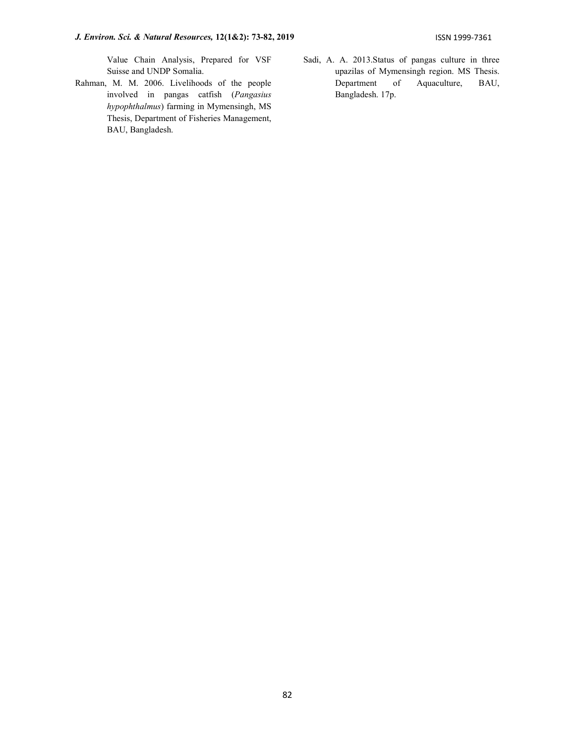Value Chain Analysis, Prepared for VSF Suisse and UNDP Somalia.

Rahman, M. M. 2006. Livelihoods of the people involved in pangas catfish (*Pangasius hypophthalmus*) farming in Mymensingh, MS Thesis, Department of Fisheries Management, BAU, Bangladesh.

Sadi, A. A. 2013.Status of pangas culture in three upazilas of Mymensingh region. MS Thesis. Department of Aquaculture, BAU, Bangladesh. 17p.